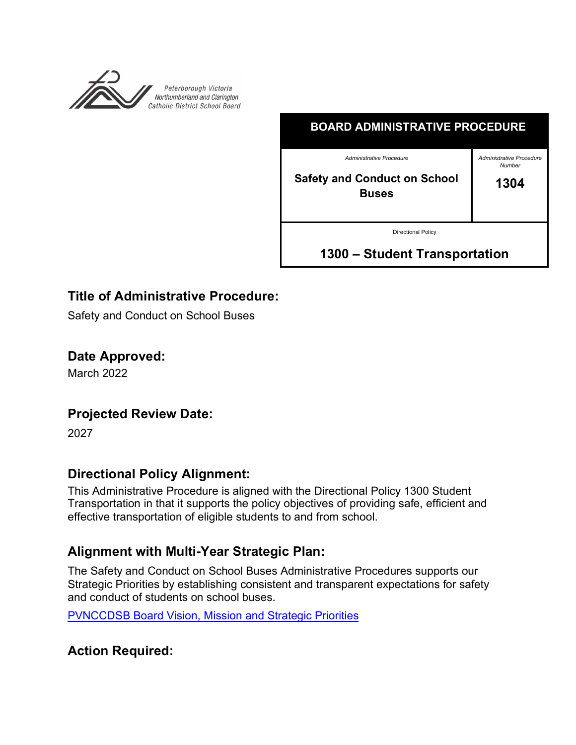Peterborough Victoria Northumberland and Clarington Catholic District School Board

| BOARD ADMINISTRATIVE PROCEDURE | |
|---|---|
| *Administrative Procedure*<br>**Safety and Conduct on School Buses** | *Administrative Procedure Number*<br>**1304** |
| Directional Policy<br>**1300 – Student Transportation** | |

## Title of Administrative Procedure:

Safety and Conduct on School Buses

## Date Approved:

March 2022

## Projected Review Date:

2027

## Directional Policy Alignment:

This Administrative Procedure is aligned with the Directional Policy 1300 Student Transportation in that it supports the policy objectives of providing safe, efficient and effective transportation of eligible students to and from school.

## Alignment with Multi-Year Strategic Plan:

The Safety and Conduct on School Buses Administrative Procedures supports our Strategic Priorities by establishing consistent and transparent expectations for safety and conduct of students on school buses.

PVNCCDSB Board Vision, Mission and Strategic Priorities

## Action Required: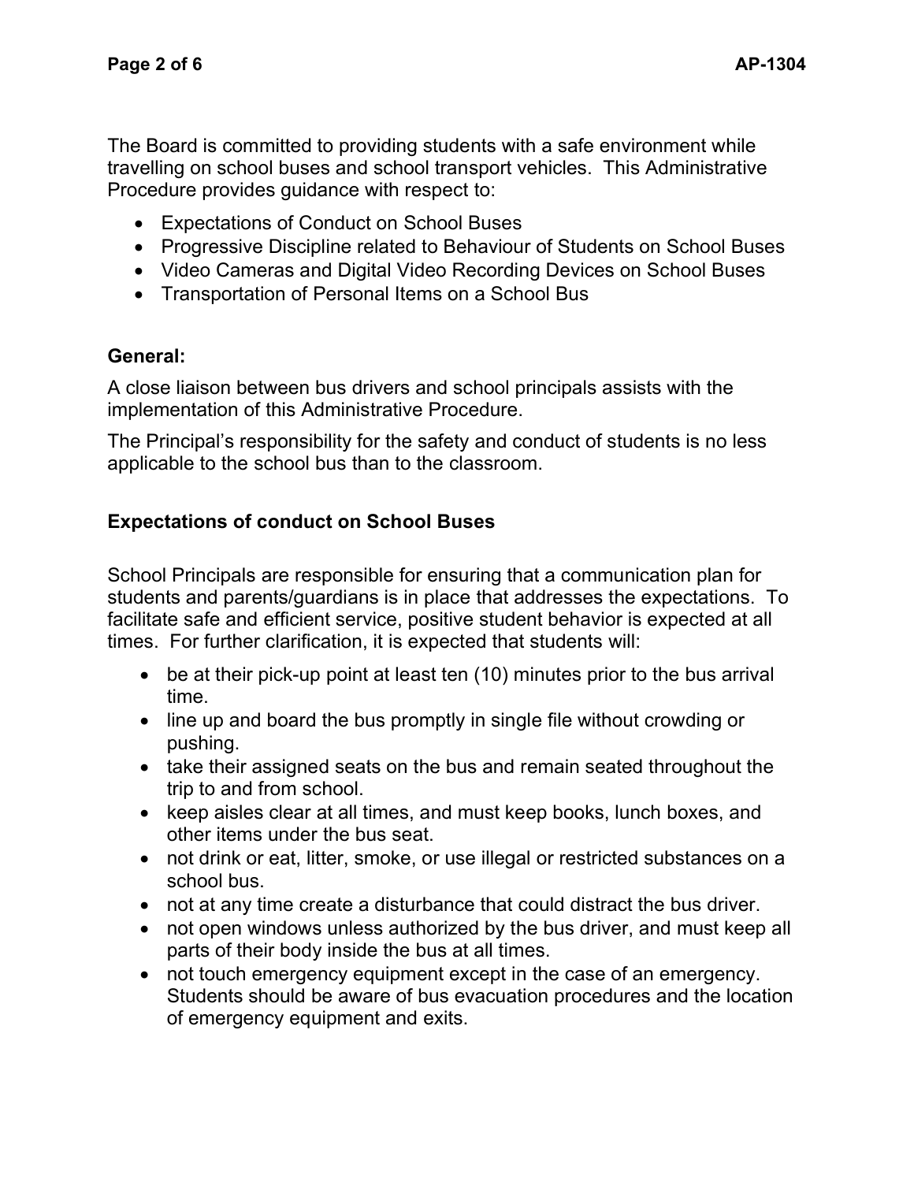The Board is committed to providing students with a safe environment while travelling on school buses and school transport vehicles. This Administrative Procedure provides guidance with respect to:

- Expectations of Conduct on School Buses
- Progressive Discipline related to Behaviour of Students on School Buses
- Video Cameras and Digital Video Recording Devices on School Buses
- Transportation of Personal Items on a School Bus

## General:

A close liaison between bus drivers and school principals assists with the implementation of this Administrative Procedure.

The Principal's responsibility for the safety and conduct of students is no less applicable to the school bus than to the classroom.

## Expectations of conduct on School Buses

School Principals are responsible for ensuring that a communication plan for students and parents/guardians is in place that addresses the expectations. To facilitate safe and efficient service, positive student behavior is expected at all times. For further clarification, it is expected that students will:

- be at their pick-up point at least ten (10) minutes prior to the bus arrival time.
- line up and board the bus promptly in single file without crowding or pushing.
- take their assigned seats on the bus and remain seated throughout the trip to and from school.
- keep aisles clear at all times, and must keep books, lunch boxes, and other items under the bus seat.
- not drink or eat, litter, smoke, or use illegal or restricted substances on a school bus.
- not at any time create a disturbance that could distract the bus driver.
- not open windows unless authorized by the bus driver, and must keep all parts of their body inside the bus at all times.
- not touch emergency equipment except in the case of an emergency. Students should be aware of bus evacuation procedures and the location of emergency equipment and exits.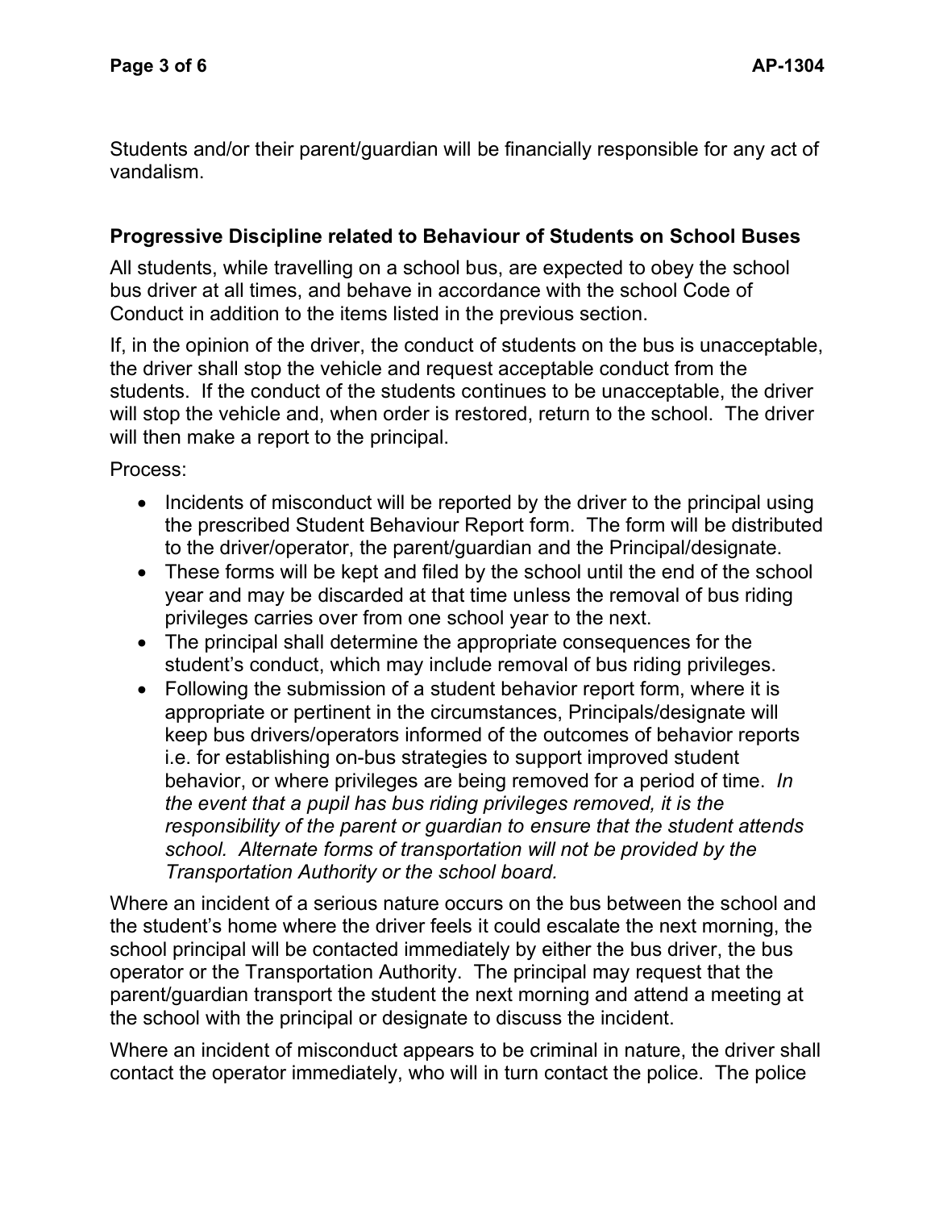Students and/or their parent/guardian will be financially responsible for any act of vandalism.

### Progressive Discipline related to Behaviour of Students on School Buses

All students, while travelling on a school bus, are expected to obey the school bus driver at all times, and behave in accordance with the school Code of Conduct in addition to the items listed in the previous section.

If, in the opinion of the driver, the conduct of students on the bus is unacceptable, the driver shall stop the vehicle and request acceptable conduct from the students. If the conduct of the students continues to be unacceptable, the driver will stop the vehicle and, when order is restored, return to the school. The driver will then make a report to the principal.

Process:

- Incidents of misconduct will be reported by the driver to the principal using the prescribed Student Behaviour Report form. The form will be distributed to the driver/operator, the parent/guardian and the Principal/designate.
- These forms will be kept and filed by the school until the end of the school year and may be discarded at that time unless the removal of bus riding privileges carries over from one school year to the next.
- The principal shall determine the appropriate consequences for the student's conduct, which may include removal of bus riding privileges.
- Following the submission of a student behavior report form, where it is appropriate or pertinent in the circumstances, Principals/designate will keep bus drivers/operators informed of the outcomes of behavior reports i.e. for establishing on-bus strategies to support improved student behavior, or where privileges are being removed for a period of time. *In the event that a pupil has bus riding privileges removed, it is the responsibility of the parent or guardian to ensure that the student attends school. Alternate forms of transportation will not be provided by the Transportation Authority or the school board.*

Where an incident of a serious nature occurs on the bus between the school and the student's home where the driver feels it could escalate the next morning, the school principal will be contacted immediately by either the bus driver, the bus operator or the Transportation Authority. The principal may request that the parent/guardian transport the student the next morning and attend a meeting at the school with the principal or designate to discuss the incident.

Where an incident of misconduct appears to be criminal in nature, the driver shall contact the operator immediately, who will in turn contact the police. The police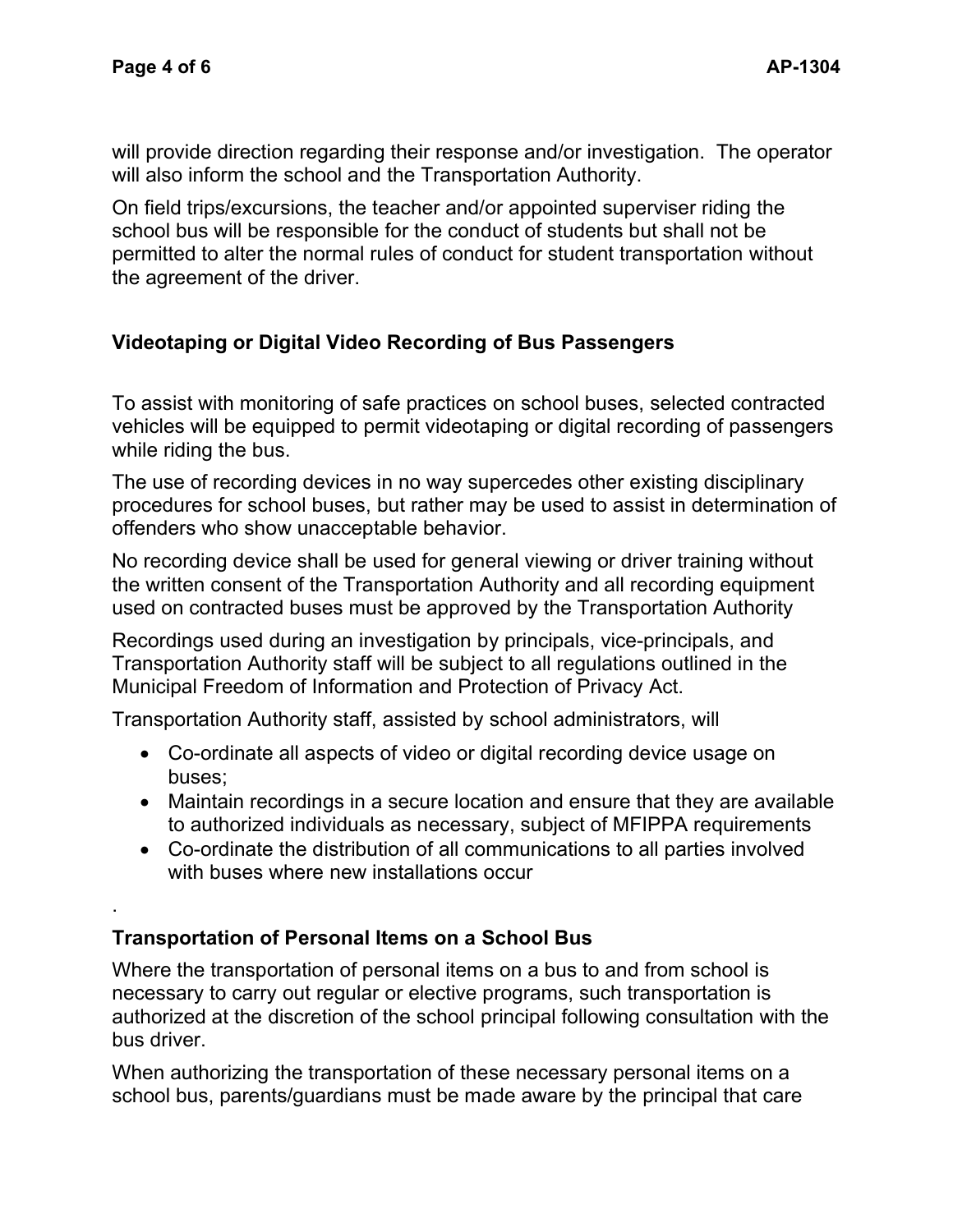will provide direction regarding their response and/or investigation.  The operator will also inform the school and the Transportation Authority.

On field trips/excursions, the teacher and/or appointed superviser riding the school bus will be responsible for the conduct of students but shall not be permitted to alter the normal rules of conduct for student transportation without the agreement of the driver.

## Videotaping or Digital Video Recording of Bus Passengers

To assist with monitoring of safe practices on school buses, selected contracted vehicles will be equipped to permit videotaping or digital recording of passengers while riding the bus.

The use of recording devices in no way supercedes other existing disciplinary procedures for school buses, but rather may be used to assist in determination of offenders who show unacceptable behavior.

No recording device shall be used for general viewing or driver training without the written consent of the Transportation Authority and all recording equipment used on contracted buses must be approved by the Transportation Authority

Recordings used during an investigation by principals, vice-principals, and Transportation Authority staff will be subject to all regulations outlined in the Municipal Freedom of Information and Protection of Privacy Act.

Transportation Authority staff, assisted by school administrators, will

- Co-ordinate all aspects of video or digital recording device usage on buses;
- Maintain recordings in a secure location and ensure that they are available to authorized individuals as necessary, subject of MFIPPA requirements
- Co-ordinate the distribution of all communications to all parties involved with buses where new installations occur

.

## Transportation of Personal Items on a School Bus

Where the transportation of personal items on a bus to and from school is necessary to carry out regular or elective programs, such transportation is authorized at the discretion of the school principal following consultation with the bus driver.

When authorizing the transportation of these necessary personal items on a school bus, parents/guardians must be made aware by the principal that care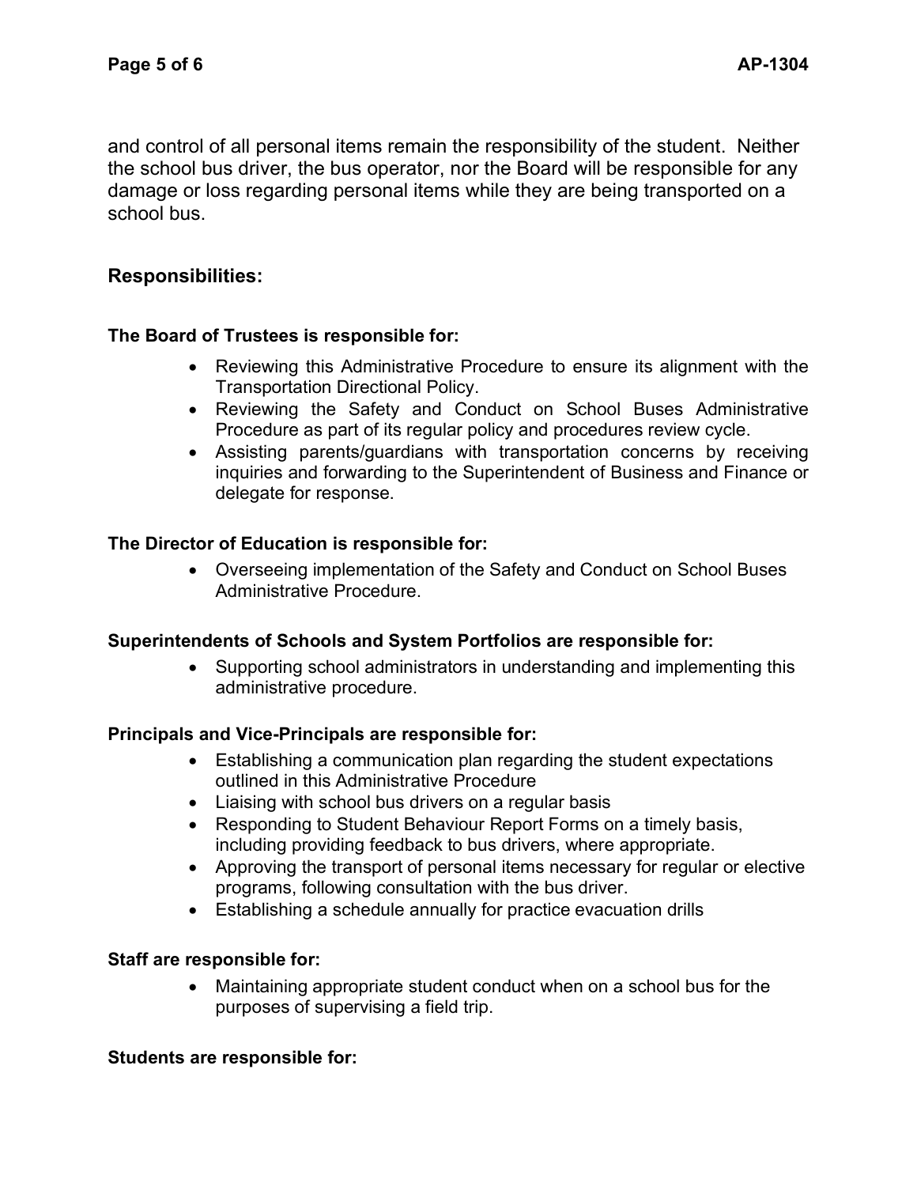and control of all personal items remain the responsibility of the student. Neither the school bus driver, the bus operator, nor the Board will be responsible for any damage or loss regarding personal items while they are being transported on a school bus.

## Responsibilities:

**The Board of Trustees is responsible for:**

- Reviewing this Administrative Procedure to ensure its alignment with the Transportation Directional Policy.
- Reviewing the Safety and Conduct on School Buses Administrative Procedure as part of its regular policy and procedures review cycle.
- Assisting parents/guardians with transportation concerns by receiving inquiries and forwarding to the Superintendent of Business and Finance or delegate for response.

**The Director of Education is responsible for:**

- Overseeing implementation of the Safety and Conduct on School Buses Administrative Procedure.

**Superintendents of Schools and System Portfolios are responsible for:**

- Supporting school administrators in understanding and implementing this administrative procedure.

**Principals and Vice-Principals are responsible for:**

- Establishing a communication plan regarding the student expectations outlined in this Administrative Procedure
- Liaising with school bus drivers on a regular basis
- Responding to Student Behaviour Report Forms on a timely basis, including providing feedback to bus drivers, where appropriate.
- Approving the transport of personal items necessary for regular or elective programs, following consultation with the bus driver.
- Establishing a schedule annually for practice evacuation drills

**Staff are responsible for:**

- Maintaining appropriate student conduct when on a school bus for the purposes of supervising a field trip.

**Students are responsible for:**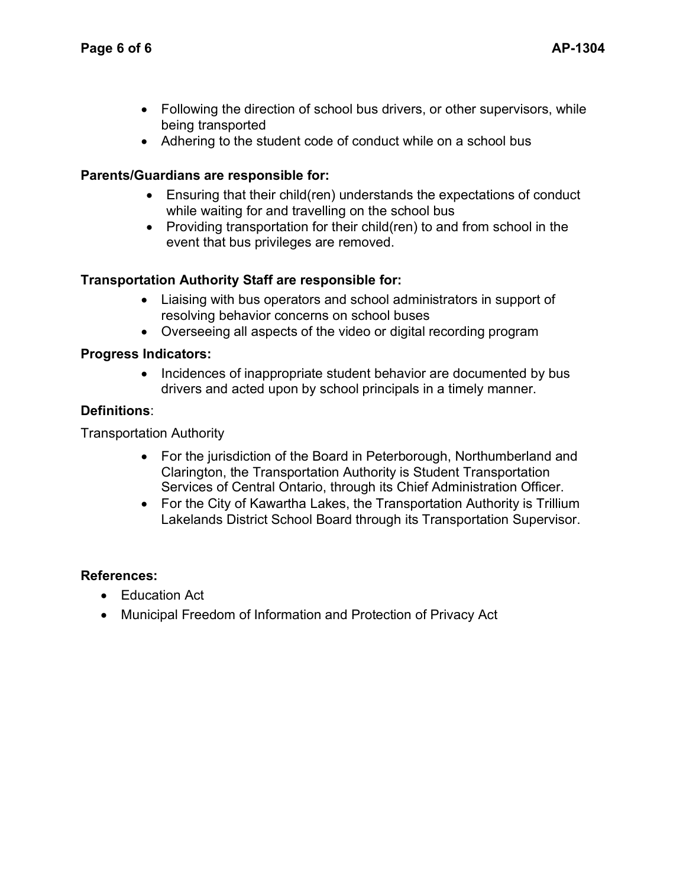- Following the direction of school bus drivers, or other supervisors, while being transported
- Adhering to the student code of conduct while on a school bus

**Parents/Guardians are responsible for:**

- Ensuring that their child(ren) understands the expectations of conduct while waiting for and travelling on the school bus
- Providing transportation for their child(ren) to and from school in the event that bus privileges are removed.

**Transportation Authority Staff are responsible for:**

- Liaising with bus operators and school administrators in support of resolving behavior concerns on school buses
- Overseeing all aspects of the video or digital recording program

**Progress Indicators:**

- Incidences of inappropriate student behavior are documented by bus drivers and acted upon by school principals in a timely manner.

**Definitions**:

Transportation Authority

- For the jurisdiction of the Board in Peterborough, Northumberland and Clarington, the Transportation Authority is Student Transportation Services of Central Ontario, through its Chief Administration Officer.
- For the City of Kawartha Lakes, the Transportation Authority is Trillium Lakelands District School Board through its Transportation Supervisor.

**References:**

- Education Act
- Municipal Freedom of Information and Protection of Privacy Act